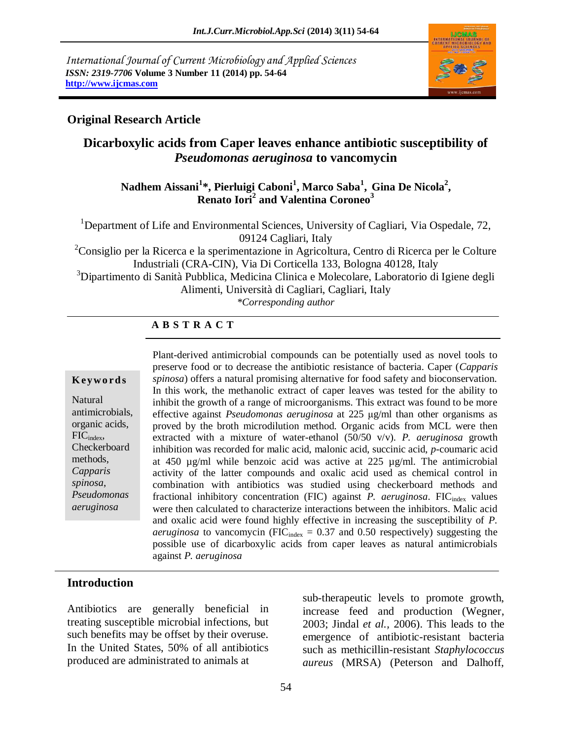International Journal of Current Microbiology and Applied Sciences
*ISSN: 2319-7706* **Volume 3 Number 11 (2014) pp. 54-64**
**http://www.ijcmas.com**

## Original Research Article

# Dicarboxylic acids from Caper leaves enhance antibiotic susceptibility of *Pseudomonas aeruginosa* to vancomycin

**Nadhem Aissani[1]\*, Pierluigi Caboni[1], Marco Saba[1], Gina De Nicola[2], Renato Iori[2] and Valentina Coroneo[3]**

[1]Department of Life and Environmental Sciences, University of Cagliari, Via Ospedale, 72, 09124 Cagliari, Italy

[2]Consiglio per la Ricerca e la sperimentazione in Agricoltura, Centro di Ricerca per le Colture Industriali (CRA-CIN), Via Di Corticella 133, Bologna 40128, Italy

[3]Dipartimento di Sanità Pubblica, Medicina Clinica e Molecolare, Laboratorio di Igiene degli Alimenti, Università di Cagliari, Cagliari, Italy

*\*Corresponding author*

**A B S T R A C T**

**Keywords**

Natural antimicrobials, organic acids, $FIC_{index}$, Checkerboard methods, *Capparis spinosa*, *Pseudomonas aeruginosa*

Plant-derived antimicrobial compounds can be potentially used as novel tools to preserve food or to decrease the antibiotic resistance of bacteria. Caper (*Capparis spinosa*) offers a natural promising alternative for food safety and bioconservation. In this work, the methanolic extract of caper leaves was tested for the ability to inhibit the growth of a range of microorganisms. This extract was found to be more effective against *Pseudomonas aeruginosa* at 225 µg/ml than other organisms as proved by the broth microdilution method. Organic acids from MCL were then extracted with a mixture of water-ethanol (50/50 v/v). *P. aeruginosa* growth inhibition was recorded for malic acid, malonic acid, succinic acid, *p*-coumaric acid at 450 µg/ml while benzoic acid was active at 225 µg/ml. The antimicrobial activity of the latter compounds and oxalic acid used as chemical control in combination with antibiotics was studied using checkerboard methods and fractional inhibitory concentration (FIC) against *P. aeruginosa*. $FIC_{index}$ values were then calculated to characterize interactions between the inhibitors. Malic acid and oxalic acid were found highly effective in increasing the susceptibility of *P. aeruginosa* to vancomycin ($FIC_{index}$ = 0.37 and 0.50 respectively) suggesting the possible use of dicarboxylic acids from caper leaves as natural antimicrobials against *P. aeruginosa*

## Introduction

Antibiotics are generally beneficial in treating susceptible microbial infections, but such benefits may be offset by their overuse. In the United States, 50% of all antibiotics produced are administrated to animals at sub-therapeutic levels to promote growth, increase feed and production (Wegner, 2003; Jindal *et al.*, 2006). This leads to the emergence of antibiotic-resistant bacteria such as methicillin-resistant *Staphylococcus aureus* (MRSA) (Peterson and Dalhoff,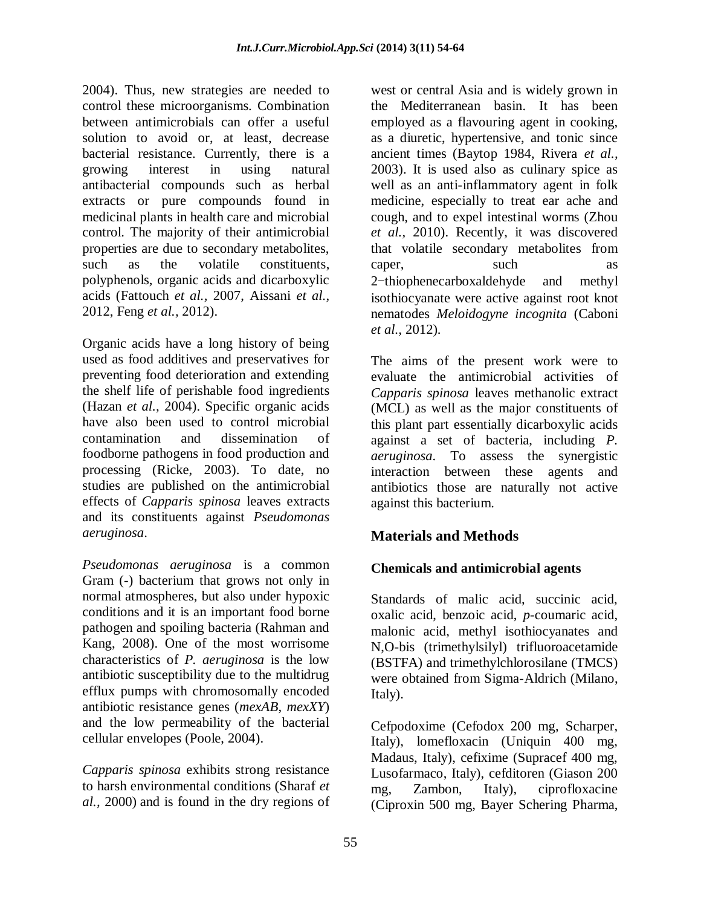2004). Thus, new strategies are needed to control these microorganisms. Combination between antimicrobials can offer a useful solution to avoid or, at least, decrease bacterial resistance. Currently, there is a growing interest in using natural antibacterial compounds such as herbal extracts or pure compounds found in medicinal plants in health care and microbial control. The majority of their antimicrobial properties are due to secondary metabolites, such as the volatile constituents, polyphenols, organic acids and dicarboxylic acids (Fattouch *et al.,* 2007, Aissani *et al.,* 2012, Feng *et al.,* 2012).

Organic acids have a long history of being used as food additives and preservatives for preventing food deterioration and extending the shelf life of perishable food ingredients (Hazan *et al.,* 2004). Specific organic acids have also been used to control microbial contamination and dissemination of foodborne pathogens in food production and processing (Ricke, 2003). To date, no studies are published on the antimicrobial effects of *Capparis spinosa* leaves extracts and its constituents against *Pseudomonas aeruginosa*.

*Pseudomonas aeruginosa* is a common Gram (-) bacterium that grows not only in normal atmospheres, but also under hypoxic conditions and it is an important food borne pathogen and spoiling bacteria (Rahman and Kang, 2008). One of the most worrisome characteristics of *P. aeruginosa* is the low antibiotic susceptibility due to the multidrug efflux pumps with chromosomally encoded antibiotic resistance genes (*mexAB, mexXY*) and the low permeability of the bacterial cellular envelopes (Poole, 2004).

*Capparis spinosa* exhibits strong resistance to harsh environmental conditions (Sharaf *et al.,* 2000) and is found in the dry regions of west or central Asia and is widely grown in the Mediterranean basin. It has been employed as a flavouring agent in cooking, as a diuretic, hypertensive, and tonic since ancient times (Baytop 1984, Rivera *et al.,* 2003). It is used also as culinary spice as well as an anti-inflammatory agent in folk medicine, especially to treat ear ache and cough, and to expel intestinal worms (Zhou *et al.,* 2010). Recently, it was discovered that volatile secondary metabolites from caper, such as 2−thiophenecarboxaldehyde and methyl isothiocyanate were active against root knot nematodes *Meloidogyne incognita* (Caboni *et al.,* 2012).

The aims of the present work were to evaluate the antimicrobial activities of *Capparis spinosa* leaves methanolic extract (MCL) as well as the major constituents of this plant part essentially dicarboxylic acids against a set of bacteria, including *P. aeruginosa*. To assess the synergistic interaction between these agents and antibiotics those are naturally not active against this bacterium.

## Materials and Methods

### Chemicals and antimicrobial agents

Standards of malic acid, succinic acid, oxalic acid, benzoic acid, *p*-coumaric acid, malonic acid, methyl isothiocyanates and N,O-bis (trimethylsilyl) trifluoroacetamide (BSTFA) and trimethylchlorosilane (TMCS) were obtained from Sigma-Aldrich (Milano, Italy).

Cefpodoxime (Cefodox 200 mg, Scharper, Italy), lomefloxacin (Uniquin 400 mg, Madaus, Italy), cefixime (Supracef 400 mg, Lusofarmaco, Italy), cefditoren (Giason 200 mg, Zambon, Italy), ciprofloxacine (Ciproxin 500 mg, Bayer Schering Pharma,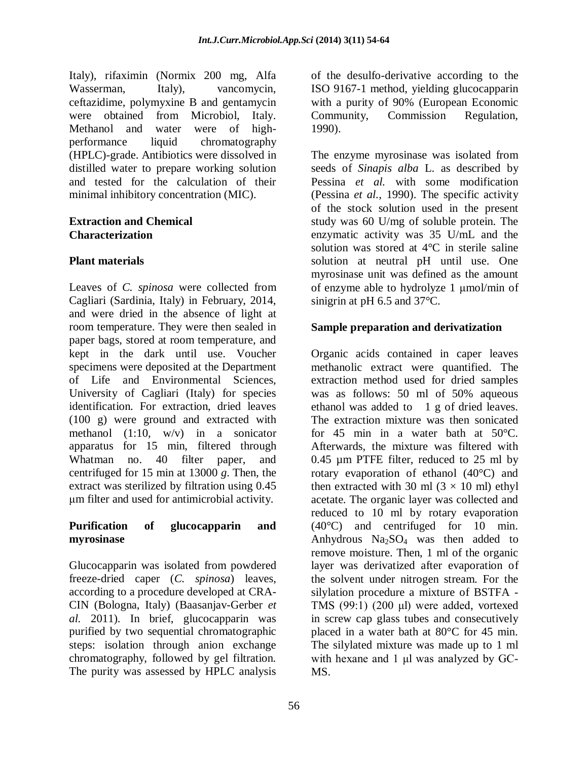Italy), rifaximin (Normix 200 mg, Alfa Wasserman, Italy), vancomycin, ceftazidime, polymyxine B and gentamycin were obtained from Microbiol, Italy. Methanol and water were of high-performance liquid chromatography (HPLC)-grade. Antibiotics were dissolved in distilled water to prepare working solution and tested for the calculation of their minimal inhibitory concentration (MIC).

## Extraction and Chemical Characterization

### Plant materials

Leaves of *C. spinosa* were collected from Cagliari (Sardinia, Italy) in February, 2014, and were dried in the absence of light at room temperature. They were then sealed in paper bags, stored at room temperature, and kept in the dark until use. Voucher specimens were deposited at the Department of Life and Environmental Sciences, University of Cagliari (Italy) for species identification. For extraction, dried leaves (100 g) were ground and extracted with methanol (1:10, w/v) in a sonicator apparatus for 15 min, filtered through Whatman no. 40 filter paper, and centrifuged for 15 min at 13000 *g*. Then, the extract was sterilized by filtration using 0.45 μm filter and used for antimicrobial activity.

### Purification of glucocapparin and myrosinase

Glucocapparin was isolated from powdered freeze-dried caper (*C. spinosa*) leaves, according to a procedure developed at CRA-CIN (Bologna, Italy) (Baasanjav-Gerber *et al.* 2011). In brief, glucocapparin was purified by two sequential chromatographic steps: isolation through anion exchange chromatography, followed by gel filtration. The purity was assessed by HPLC analysis of the desulfo-derivative according to the ISO 9167-1 method, yielding glucocapparin with a purity of 90% (European Economic Community, Commission Regulation, 1990).

The enzyme myrosinase was isolated from seeds of *Sinapis alba* L. as described by Pessina *et al.* with some modification (Pessina *et al.,* 1990). The specific activity of the stock solution used in the present study was 60 U/mg of soluble protein. The enzymatic activity was 35 U/mL and the solution was stored at 4°C in sterile saline solution at neutral pH until use. One myrosinase unit was defined as the amount of enzyme able to hydrolyze 1 μmol/min of sinigrin at pH 6.5 and 37°C.

### Sample preparation and derivatization

Organic acids contained in caper leaves methanolic extract were quantified. The extraction method used for dried samples was as follows: 50 ml of 50% aqueous ethanol was added to 1 g of dried leaves. The extraction mixture was then sonicated for 45 min in a water bath at 50°C. Afterwards, the mixture was filtered with 0.45 μm PTFE filter, reduced to 25 ml by rotary evaporation of ethanol (40°C) and then extracted with 30 ml (3 × 10 ml) ethyl acetate. The organic layer was collected and reduced to 10 ml by rotary evaporation (40°C) and centrifuged for 10 min. Anhydrous $Na_2SO_4$ was then added to remove moisture. Then, 1 ml of the organic layer was derivatized after evaporation of the solvent under nitrogen stream. For the silylation procedure a mixture of BSTFA - TMS (99:1) (200 μl) were added, vortexed in screw cap glass tubes and consecutively placed in a water bath at 80°C for 45 min. The silylated mixture was made up to 1 ml with hexane and 1 μl was analyzed by GC-MS.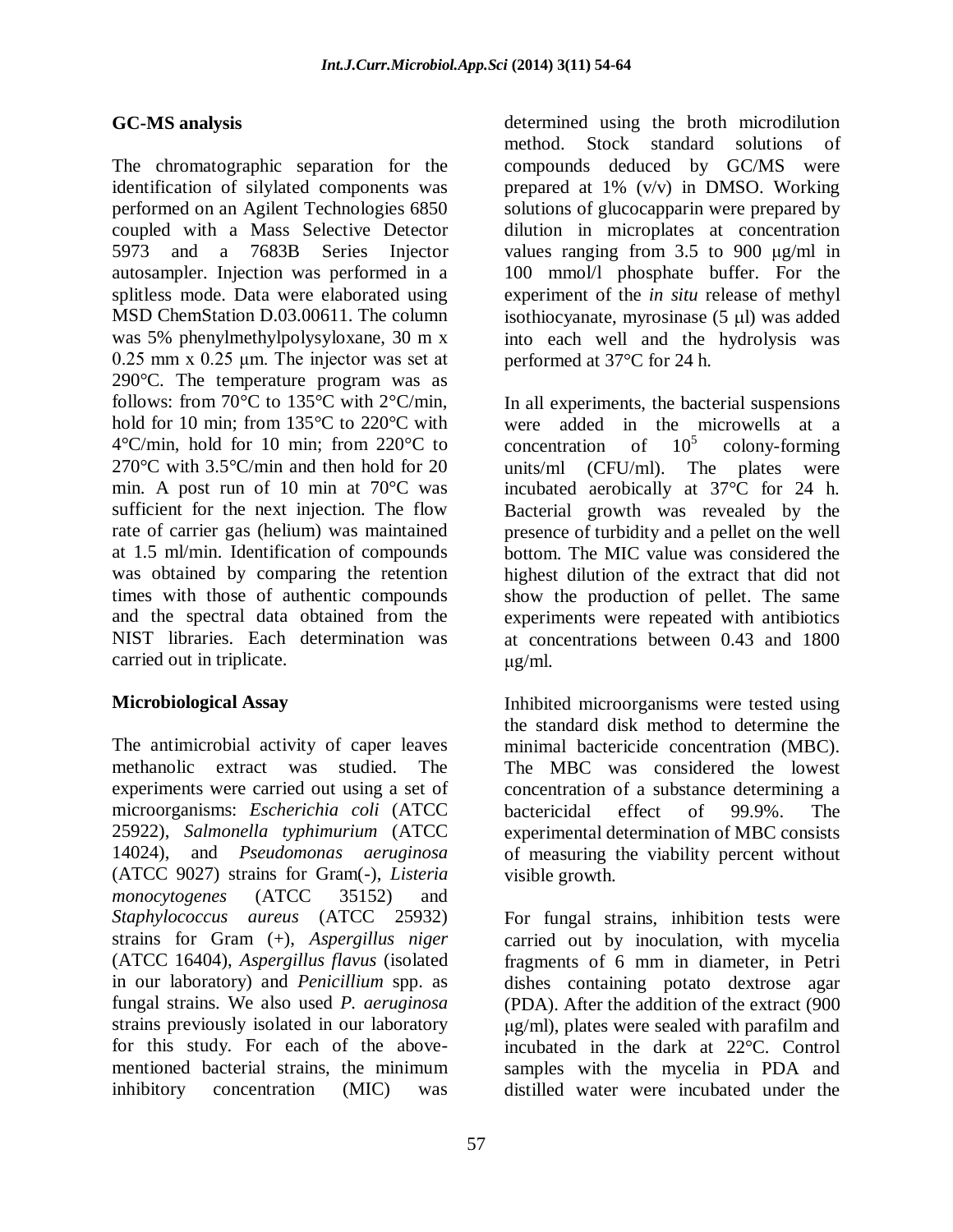## GC-MS analysis

The chromatographic separation for the identification of silylated components was performed on an Agilent Technologies 6850 coupled with a Mass Selective Detector 5973 and a 7683B Series Injector autosampler. Injection was performed in a splitless mode. Data were elaborated using MSD ChemStation D.03.00611. The column was 5% phenylmethylpolysyloxane, 30 m x 0.25 mm x 0.25 µm. The injector was set at 290°C. The temperature program was as follows: from 70°C to 135°C with 2°C/min, hold for 10 min; from 135°C to 220°C with 4°C/min, hold for 10 min; from 220°C to 270°C with 3.5°C/min and then hold for 20 min. A post run of 10 min at 70°C was sufficient for the next injection. The flow rate of carrier gas (helium) was maintained at 1.5 ml/min. Identification of compounds was obtained by comparing the retention times with those of authentic compounds and the spectral data obtained from the NIST libraries. Each determination was carried out in triplicate.

## Microbiological Assay

The antimicrobial activity of caper leaves methanolic extract was studied. The experiments were carried out using a set of microorganisms: *Escherichia coli* (ATCC 25922), *Salmonella typhimurium* (ATCC 14024), and *Pseudomonas aeruginosa* (ATCC 9027) strains for Gram(-), *Listeria monocytogenes* (ATCC 35152) and *Staphylococcus aureus* (ATCC 25932) strains for Gram (+), *Aspergillus niger* (ATCC 16404), *Aspergillus flavus* (isolated in our laboratory) and *Penicillium* spp. as fungal strains. We also used *P. aeruginosa* strains previously isolated in our laboratory for this study. For each of the above-mentioned bacterial strains, the minimum inhibitory concentration (MIC) was determined using the broth microdilution method. Stock standard solutions of compounds deduced by GC/MS were prepared at 1% (v/v) in DMSO. Working solutions of glucocapparin were prepared by dilution in microplates at concentration values ranging from 3.5 to 900 µg/ml in 100 mmol/l phosphate buffer. For the experiment of the *in situ* release of methyl isothiocyanate, myrosinase (5 µl) was added into each well and the hydrolysis was performed at 37°C for 24 h.

In all experiments, the bacterial suspensions were added in the microwells at a concentration of $10^5$ colony-forming units/ml (CFU/ml). The plates were incubated aerobically at 37°C for 24 h. Bacterial growth was revealed by the presence of turbidity and a pellet on the well bottom. The MIC value was considered the highest dilution of the extract that did not show the production of pellet. The same experiments were repeated with antibiotics at concentrations between 0.43 and 1800 µg/ml.

Inhibited microorganisms were tested using the standard disk method to determine the minimal bactericide concentration (MBC). The MBC was considered the lowest concentration of a substance determining a bactericidal effect of 99.9%. The experimental determination of MBC consists of measuring the viability percent without visible growth.

For fungal strains, inhibition tests were carried out by inoculation, with mycelia fragments of 6 mm in diameter, in Petri dishes containing potato dextrose agar (PDA). After the addition of the extract (900 µg/ml), plates were sealed with parafilm and incubated in the dark at 22°C. Control samples with the mycelia in PDA and distilled water were incubated under the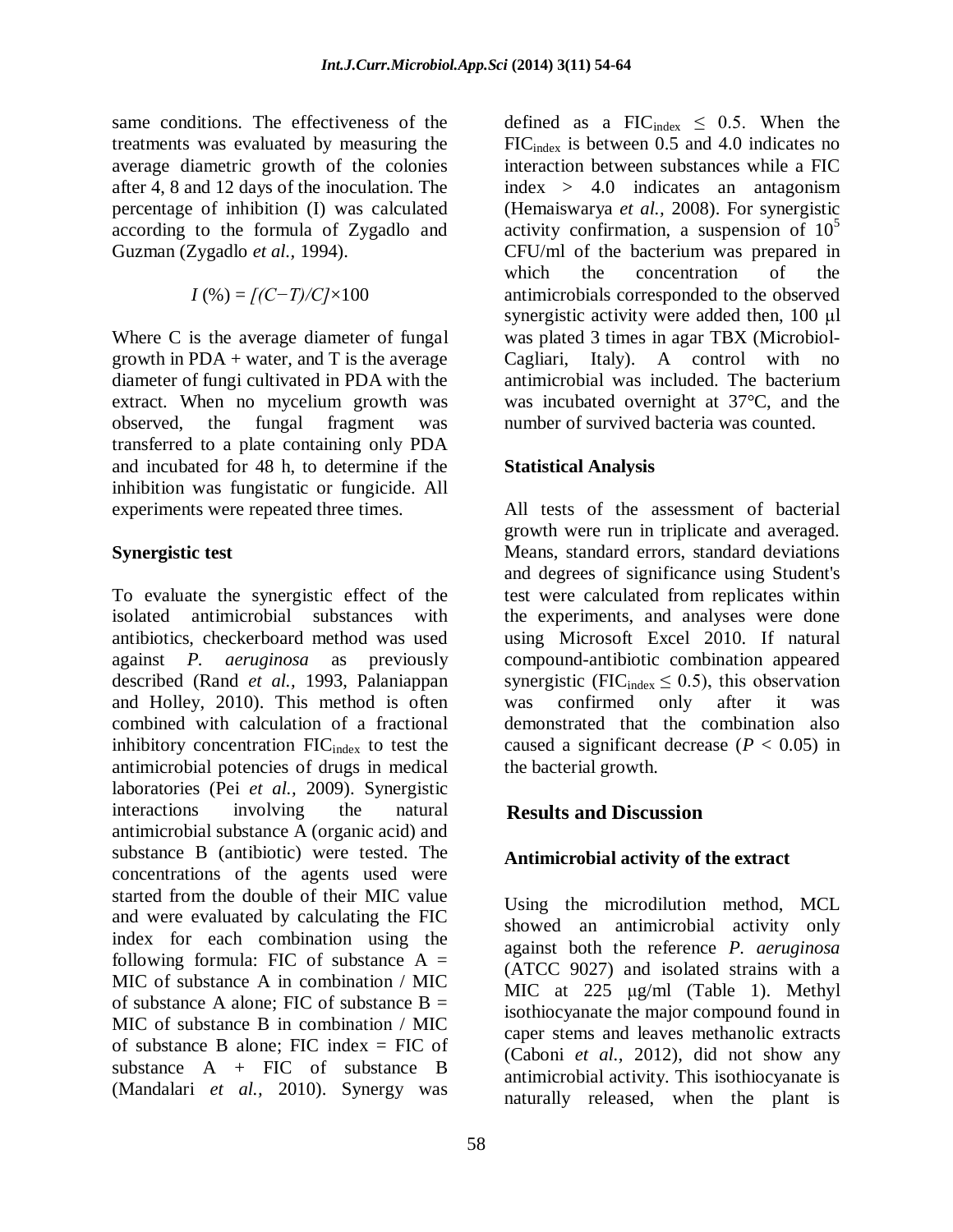same conditions. The effectiveness of the treatments was evaluated by measuring the average diametric growth of the colonies after 4, 8 and 12 days of the inoculation. The percentage of inhibition (I) was calculated according to the formula of Zygadlo and Guzman (Zygadlo *et al.,* 1994).

$$I\,(\%) = [(C-T)/C]\times 100$$

Where C is the average diameter of fungal growth in PDA + water, and T is the average diameter of fungi cultivated in PDA with the extract. When no mycelium growth was observed, the fungal fragment was transferred to a plate containing only PDA and incubated for 48 h, to determine if the inhibition was fungistatic or fungicide. All experiments were repeated three times.

### Synergistic test

To evaluate the synergistic effect of the isolated antimicrobial substances with antibiotics, checkerboard method was used against *P. aeruginosa* as previously described (Rand *et al.,* 1993, Palaniappan and Holley, 2010). This method is often combined with calculation of a fractional inhibitory concentration $FIC_{index}$ to test the antimicrobial potencies of drugs in medical laboratories (Pei *et al.,* 2009). Synergistic interactions involving the natural antimicrobial substance A (organic acid) and substance B (antibiotic) were tested. The concentrations of the agents used were started from the double of their MIC value and were evaluated by calculating the FIC index for each combination using the following formula: FIC of substance A = MIC of substance A in combination / MIC of substance A alone; FIC of substance B = MIC of substance B in combination / MIC of substance B alone; FIC index = FIC of substance A + FIC of substance B (Mandalari *et al.,* 2010). Synergy was defined as a $FIC_{index} \leq 0.5$. When the $FIC_{index}$ is between 0.5 and 4.0 indicates no interaction between substances while a FIC index > 4.0 indicates an antagonism (Hemaiswarya *et al.,* 2008). For synergistic activity confirmation, a suspension of $10^5$ CFU/ml of the bacterium was prepared in which the concentration of the antimicrobials corresponded to the observed synergistic activity were added then, 100 µl was plated 3 times in agar TBX (Microbiol-Cagliari, Italy). A control with no antimicrobial was included. The bacterium was incubated overnight at 37°C, and the number of survived bacteria was counted.

### Statistical Analysis

All tests of the assessment of bacterial growth were run in triplicate and averaged. Means, standard errors, standard deviations and degrees of significance using Student's test were calculated from replicates within the experiments, and analyses were done using Microsoft Excel 2010. If natural compound-antibiotic combination appeared synergistic ($FIC_{index} \leq 0.5$), this observation was confirmed only after it was demonstrated that the combination also caused a significant decrease ($P < 0.05$) in the bacterial growth.

## Results and Discussion

### Antimicrobial activity of the extract

Using the microdilution method, MCL showed an antimicrobial activity only against both the reference *P. aeruginosa* (ATCC 9027) and isolated strains with a MIC at 225 µg/ml (Table 1). Methyl isothiocyanate the major compound found in caper stems and leaves methanolic extracts (Caboni *et al.,* 2012), did not show any antimicrobial activity. This isothiocyanate is naturally released, when the plant is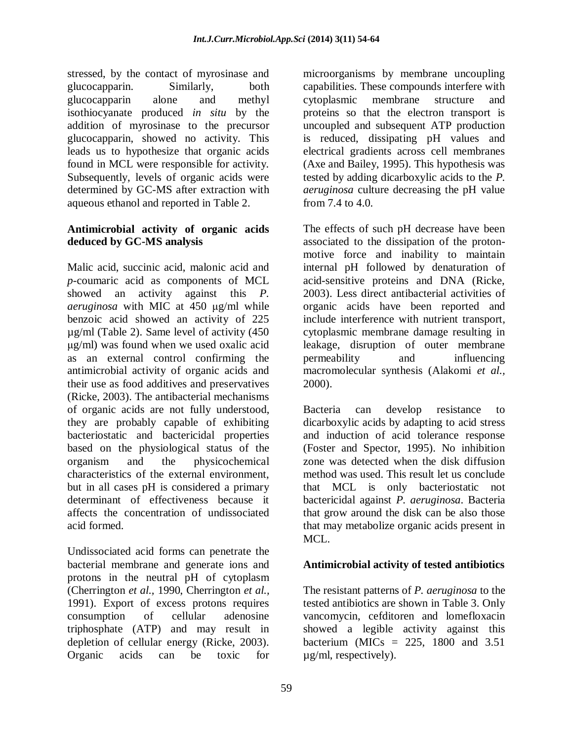stressed, by the contact of myrosinase and glucocapparin. Similarly, both glucocapparin alone and methyl isothiocyanate produced *in situ* by the addition of myrosinase to the precursor glucocapparin, showed no activity. This leads us to hypothesize that organic acids found in MCL were responsible for activity. Subsequently, levels of organic acids were determined by GC-MS after extraction with aqueous ethanol and reported in Table 2.

### Antimicrobial activity of organic acids deduced by GC-MS analysis

Malic acid, succinic acid, malonic acid and *p*-coumaric acid as components of MCL showed an activity against this *P. aeruginosa* with MIC at 450 µg/ml while benzoic acid showed an activity of 225 µg/ml (Table 2). Same level of activity (450 µg/ml) was found when we used oxalic acid as an external control confirming the antimicrobial activity of organic acids and their use as food additives and preservatives (Ricke, 2003). The antibacterial mechanisms of organic acids are not fully understood, they are probably capable of exhibiting bacteriostatic and bactericidal properties based on the physiological status of the organism and the physicochemical characteristics of the external environment, but in all cases pH is considered a primary determinant of effectiveness because it affects the concentration of undissociated acid formed.

Undissociated acid forms can penetrate the bacterial membrane and generate ions and protons in the neutral pH of cytoplasm (Cherrington *et al.,* 1990, Cherrington *et al.,* 1991). Export of excess protons requires consumption of cellular adenosine triphosphate (ATP) and may result in depletion of cellular energy (Ricke, 2003). Organic acids can be toxic for microorganisms by membrane uncoupling capabilities. These compounds interfere with cytoplasmic membrane structure and proteins so that the electron transport is uncoupled and subsequent ATP production is reduced, dissipating pH values and electrical gradients across cell membranes (Axe and Bailey, 1995). This hypothesis was tested by adding dicarboxylic acids to the *P. aeruginosa* culture decreasing the pH value from 7.4 to 4.0.

The effects of such pH decrease have been associated to the dissipation of the proton-motive force and inability to maintain internal pH followed by denaturation of acid-sensitive proteins and DNA (Ricke, 2003). Less direct antibacterial activities of organic acids have been reported and include interference with nutrient transport, cytoplasmic membrane damage resulting in leakage, disruption of outer membrane permeability and influencing macromolecular synthesis (Alakomi *et al.,* 2000).

Bacteria can develop resistance to dicarboxylic acids by adapting to acid stress and induction of acid tolerance response (Foster and Spector, 1995). No inhibition zone was detected when the disk diffusion method was used. This result let us conclude that MCL is only bacteriostatic not bactericidal against *P. aeruginosa*. Bacteria that grow around the disk can be also those that may metabolize organic acids present in MCL.

### Antimicrobial activity of tested antibiotics

The resistant patterns of *P. aeruginosa* to the tested antibiotics are shown in Table 3. Only vancomycin, cefditoren and lomefloxacin showed a legible activity against this bacterium (MICs = 225, 1800 and 3.51 µg/ml, respectively).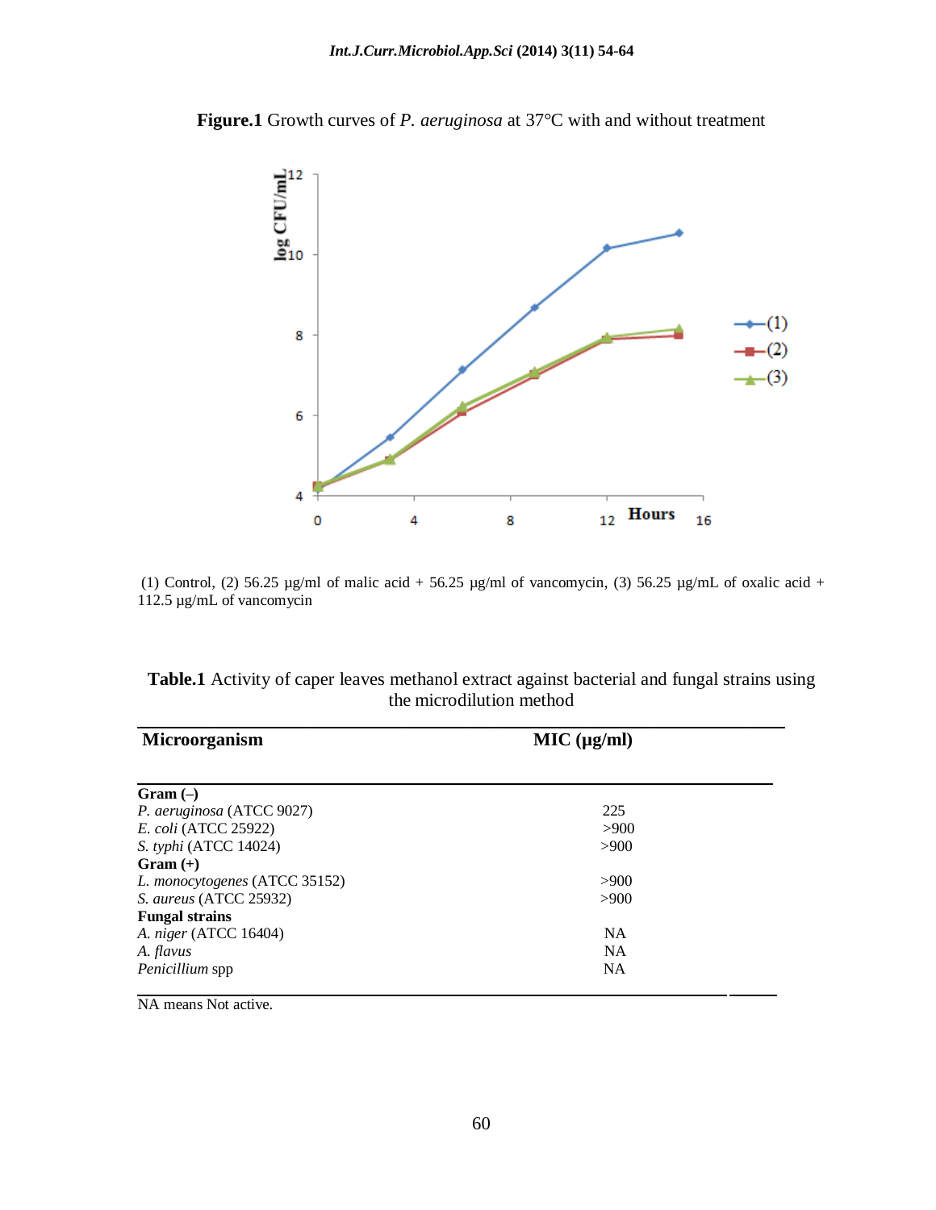**Figure.1** Growth curves of *P. aeruginosa* at 37°C with and without treatment

(1) Control, (2) 56.25 µg/ml of malic acid + 56.25 µg/ml of vancomycin, (3) 56.25 µg/mL of oxalic acid + 112.5 µg/mL of vancomycin

**Table.1** Activity of caper leaves methanol extract against bacterial and fungal strains using the microdilution method

| Microorganism | MIC (µg/ml) |
|---|---|
| **Gram (–)** | |
| *P. aeruginosa* (ATCC 9027) | 225 |
| *E. coli* (ATCC 25922) | >900 |
| *S. typhi* (ATCC 14024) | >900 |
| **Gram (+)** | |
| *L. monocytogenes* (ATCC 35152) | >900 |
| *S. aureus* (ATCC 25932) | >900 |
| **Fungal strains** | |
| *A. niger* (ATCC 16404) | NA |
| *A. flavus* | NA |
| *Penicillium* spp | NA |

NA means Not active.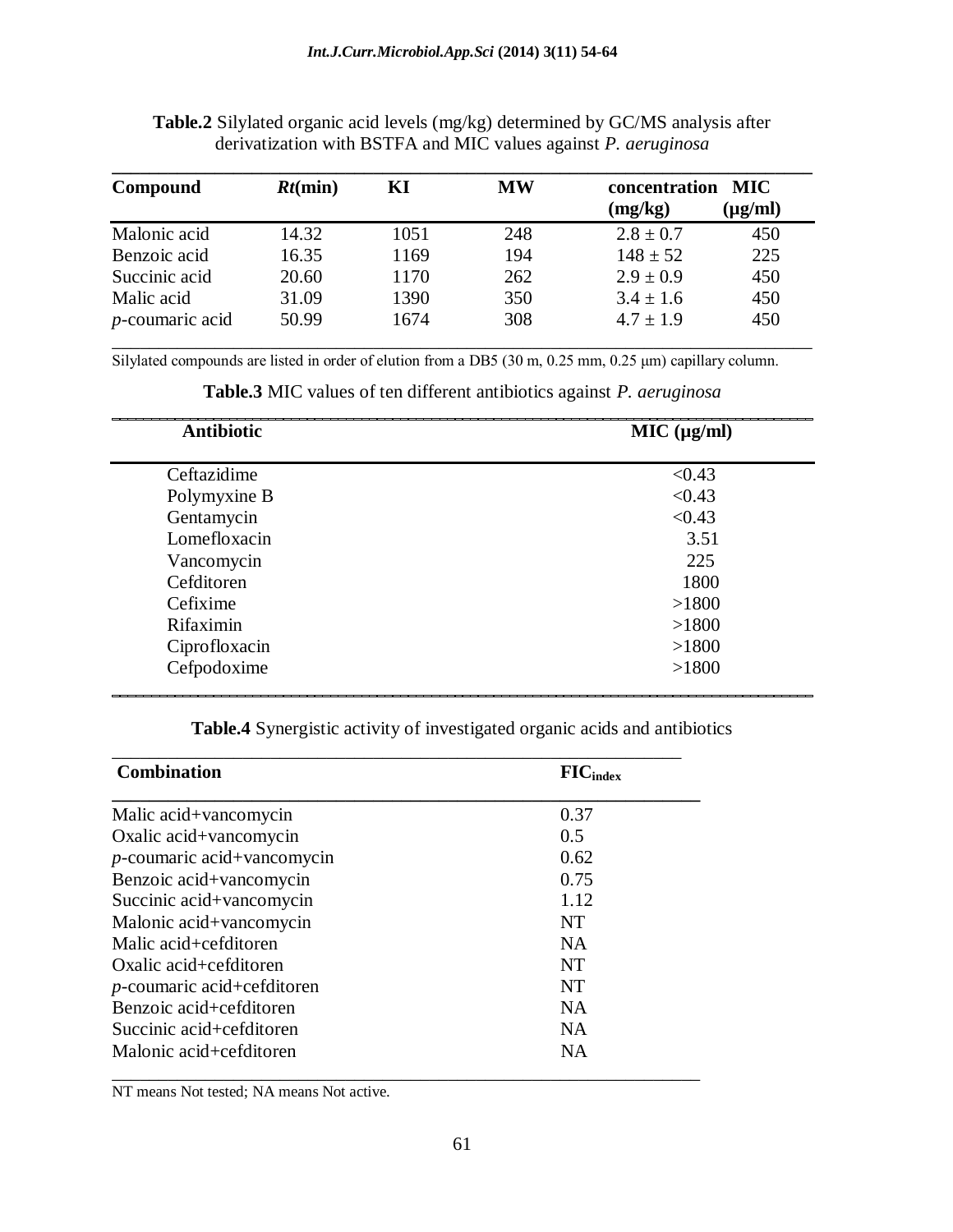**Table.2** Silylated organic acid levels (mg/kg) determined by GC/MS analysis after derivatization with BSTFA and MIC values against *P. aeruginosa*

| Compound | *Rt*(min) | KI | MW | concentration (mg/kg) | MIC (µg/ml) |
|---|---|---|---|---|---|
| Malonic acid | 14.32 | 1051 | 248 | 2.8 ± 0.7 | 450 |
| Benzoic acid | 16.35 | 1169 | 194 | 148 ± 52 | 225 |
| Succinic acid | 20.60 | 1170 | 262 | 2.9 ± 0.9 | 450 |
| Malic acid | 31.09 | 1390 | 350 | 3.4 ± 1.6 | 450 |
| *p*-coumaric acid | 50.99 | 1674 | 308 | 4.7 ± 1.9 | 450 |

Silylated compounds are listed in order of elution from a DB5 (30 m, 0.25 mm, 0.25 μm) capillary column.

**Table.3** MIC values of ten different antibiotics against *P. aeruginosa*

| Antibiotic | MIC (µg/ml) |
|---|---|
| Ceftazidime | <0.43 |
| Polymyxine B | <0.43 |
| Gentamycin | <0.43 |
| Lomefloxacin | 3.51 |
| Vancomycin | 225 |
| Cefditoren | 1800 |
| Cefixime | >1800 |
| Rifaximin | >1800 |
| Ciprofloxacin | >1800 |
| Cefpodoxime | >1800 |

**Table.4** Synergistic activity of investigated organic acids and antibiotics

| Combination | $FIC_{index}$ |
|---|---|
| Malic acid+vancomycin | 0.37 |
| Oxalic acid+vancomycin | 0.5 |
| *p*-coumaric acid+vancomycin | 0.62 |
| Benzoic acid+vancomycin | 0.75 |
| Succinic acid+vancomycin | 1.12 |
| Malonic acid+vancomycin | NT |
| Malic acid+cefditoren | NA |
| Oxalic acid+cefditoren | NT |
| *p*-coumaric acid+cefditoren | NT |
| Benzoic acid+cefditoren | NA |
| Succinic acid+cefditoren | NA |
| Malonic acid+cefditoren | NA |

NT means Not tested; NA means Not active.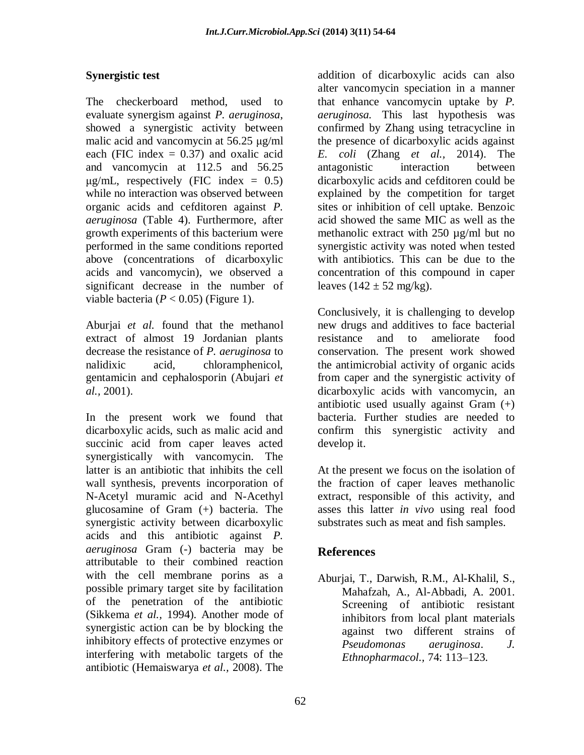**Synergistic test**

The checkerboard method, used to evaluate synergism against *P. aeruginosa*, showed a synergistic activity between malic acid and vancomycin at 56.25 µg/ml each (FIC index = 0.37) and oxalic acid and vancomycin at 112.5 and 56.25 µg/mL, respectively (FIC index = 0.5) while no interaction was observed between organic acids and cefditoren against *P. aeruginosa* (Table 4). Furthermore, after growth experiments of this bacterium were performed in the same conditions reported above (concentrations of dicarboxylic acids and vancomycin), we observed a significant decrease in the number of viable bacteria ($P < 0.05$) (Figure 1).

Aburjai *et al.* found that the methanol extract of almost 19 Jordanian plants decrease the resistance of *P. aeruginosa* to nalidixic acid, chloramphenicol, gentamicin and cephalosporin (Abujari *et al.,* 2001).

In the present work we found that dicarboxylic acids, such as malic acid and succinic acid from caper leaves acted synergistically with vancomycin. The latter is an antibiotic that inhibits the cell wall synthesis, prevents incorporation of N-Acetyl muramic acid and N-Acethyl glucosamine of Gram (+) bacteria. The synergistic activity between dicarboxylic acids and this antibiotic against *P. aeruginosa* Gram (-) bacteria may be attributable to their combined reaction with the cell membrane porins as a possible primary target site by facilitation of the penetration of the antibiotic (Sikkema *et al.,* 1994). Another mode of synergistic action can be by blocking the inhibitory effects of protective enzymes or interfering with metabolic targets of the antibiotic (Hemaiswarya *et al.,* 2008). The addition of dicarboxylic acids can also alter vancomycin speciation in a manner that enhance vancomycin uptake by *P. aeruginosa.* This last hypothesis was confirmed by Zhang using tetracycline in the presence of dicarboxylic acids against *E. coli* (Zhang *et al.,* 2014). The antagonistic interaction between dicarboxylic acids and cefditoren could be explained by the competition for target sites or inhibition of cell uptake. Benzoic acid showed the same MIC as well as the methanolic extract with 250 µg/ml but no synergistic activity was noted when tested with antibiotics. This can be due to the concentration of this compound in caper leaves (142 ± 52 mg/kg).

Conclusively, it is challenging to develop new drugs and additives to face bacterial resistance and to ameliorate food conservation. The present work showed the antimicrobial activity of organic acids from caper and the synergistic activity of dicarboxylic acids with vancomycin, an antibiotic used usually against Gram (+) bacteria. Further studies are needed to confirm this synergistic activity and develop it.

At the present we focus on the isolation of the fraction of caper leaves methanolic extract, responsible of this activity, and asses this latter *in vivo* using real food substrates such as meat and fish samples.

## References

Aburjai, T., Darwish, R.M., Al-Khalil, S., Mahafzah, A., Al-Abbadi, A. 2001. Screening of antibiotic resistant inhibitors from local plant materials against two different strains of *Pseudomonas aeruginosa*. *J. Ethnopharmacol.,* 74: 113–123.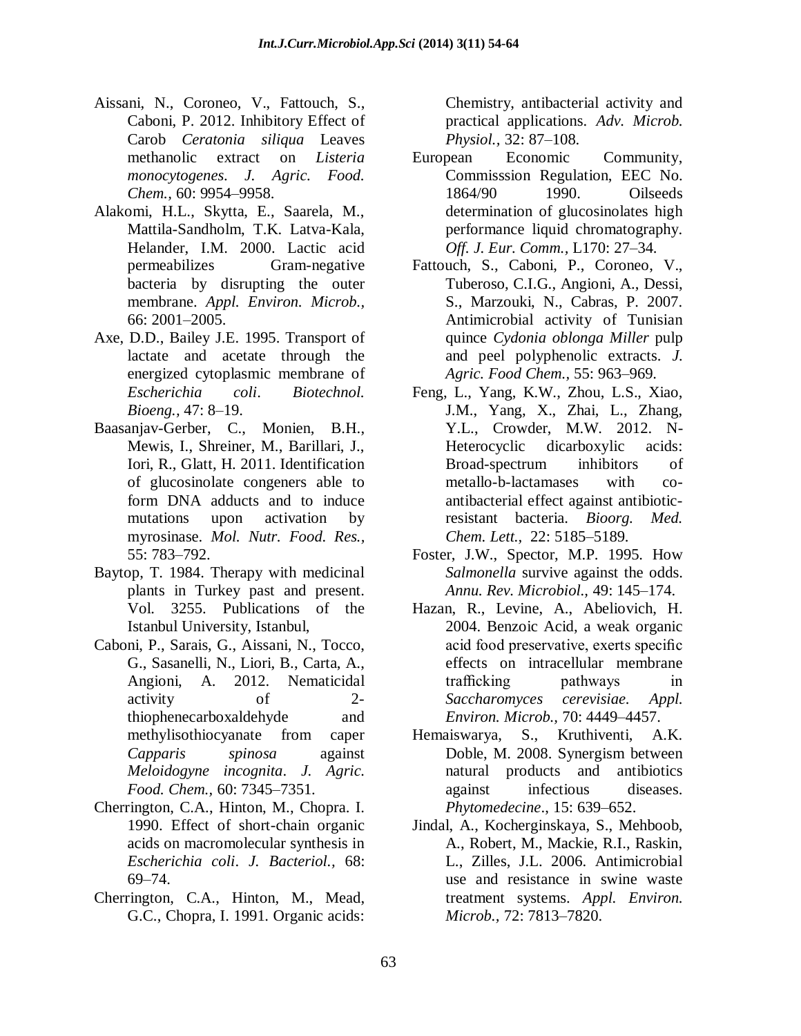Aissani, N., Coroneo, V., Fattouch, S., Caboni, P. 2012. Inhibitory Effect of Carob *Ceratonia siliqua* Leaves methanolic extract on *Listeria monocytogenes*. *J. Agric. Food. Chem.,* 60: 9954–9958.

Alakomi, H.L., Skytta, E., Saarela, M., Mattila-Sandholm, T.K. Latva-Kala, Helander, I.M. 2000. Lactic acid permeabilizes Gram-negative bacteria by disrupting the outer membrane. *Appl. Environ. Microb.,* 66: 2001–2005.

Axe, D.D., Bailey J.E. 1995. Transport of lactate and acetate through the energized cytoplasmic membrane of *Escherichia coli*. *Biotechnol. Bioeng.,* 47: 8–19.

Baasanjav-Gerber, C., Monien, B.H., Mewis, I., Shreiner, M., Barillari, J., Iori, R., Glatt, H. 2011. Identification of glucosinolate congeners able to form DNA adducts and to induce mutations upon activation by myrosinase. *Mol. Nutr. Food. Res.,* 55: 783–792.

Baytop, T. 1984. Therapy with medicinal plants in Turkey past and present. Vol. 3255. Publications of the Istanbul University, Istanbul,

Caboni, P., Sarais, G., Aissani, N., Tocco, G., Sasanelli, N., Liori, B., Carta, A., Angioni, A. 2012. Nematicidal activity of 2-thiophenecarboxaldehyde and methylisothiocyanate from caper *Capparis spinosa* against *Meloidogyne incognita*. *J. Agric. Food. Chem.,* 60: 7345–7351.

Cherrington, C.A., Hinton, M., Chopra. I. 1990. Effect of short-chain organic acids on macromolecular synthesis in *Escherichia coli*. *J. Bacteriol.,* 68: 69–74.

Cherrington, C.A., Hinton, M., Mead, G.C., Chopra, I. 1991. Organic acids: Chemistry, antibacterial activity and practical applications. *Adv. Microb. Physiol.,* 32: 87–108.

European Economic Community, Commisssion Regulation, EEC No. 1864/90 1990. Oilseeds determination of glucosinolates high performance liquid chromatography. *Off. J. Eur. Comm.,* L170: 27–34.

Fattouch, S., Caboni, P., Coroneo, V., Tuberoso, C.I.G., Angioni, A., Dessi, S., Marzouki, N., Cabras, P. 2007. Antimicrobial activity of Tunisian quince *Cydonia oblonga Miller* pulp and peel polyphenolic extracts. *J. Agric. Food Chem.,* 55: 963–969.

Feng, L., Yang, K.W., Zhou, L.S., Xiao, J.M., Yang, X., Zhai, L., Zhang, Y.L., Crowder, M.W. 2012. N-Heterocyclic dicarboxylic acids: Broad-spectrum inhibitors of metallo-b-lactamases with co-antibacterial effect against antibiotic-resistant bacteria. *Bioorg. Med. Chem. Lett.,* 22: 5185–5189.

Foster, J.W., Spector, M.P. 1995. How *Salmonella* survive against the odds. *Annu. Rev. Microbiol.,* 49: 145–174.

Hazan, R., Levine, A., Abeliovich, H. 2004. Benzoic Acid, a weak organic acid food preservative, exerts specific effects on intracellular membrane trafficking pathways in *Saccharomyces cerevisiae*. *Appl. Environ. Microb.,* 70: 4449–4457.

Hemaiswarya, S., Kruthiventi, A.K. Doble, M. 2008. Synergism between natural products and antibiotics against infectious diseases. *Phytomedecine*., 15: 639–652.

Jindal, A., Kocherginskaya, S., Mehboob, A., Robert, M., Mackie, R.I., Raskin, L., Zilles, J.L. 2006. Antimicrobial use and resistance in swine waste treatment systems. *Appl. Environ. Microb.,* 72: 7813–7820.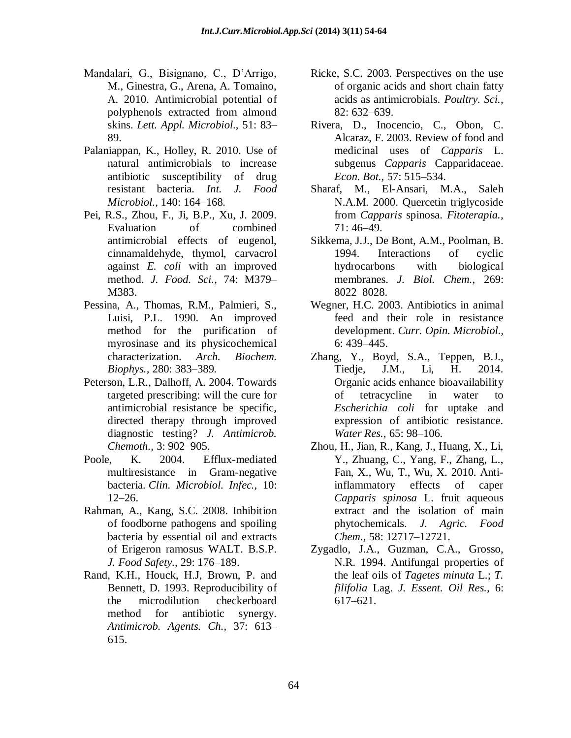Mandalari, G., Bisignano, C., D'Arrigo, M., Ginestra, G., Arena, A. Tomaino, A. 2010. Antimicrobial potential of polyphenols extracted from almond skins. *Lett. Appl. Microbiol.*, 51: 83–89.

Palaniappan, K., Holley, R. 2010. Use of natural antimicrobials to increase antibiotic susceptibility of drug resistant bacteria. *Int. J. Food Microbiol.,* 140: 164–168.

Pei, R.S., Zhou, F., Ji, B.P., Xu, J. 2009. Evaluation of combined antimicrobial effects of eugenol, cinnamaldehyde, thymol, carvacrol against *E. coli* with an improved method. *J. Food. Sci.,* 74: M379–M383.

Pessina, A., Thomas, R.M., Palmieri, S., Luisi, P.L. 1990. An improved method for the purification of myrosinase and its physicochemical characterization. *Arch. Biochem. Biophys.,* 280: 383–389.

Peterson, L.R., Dalhoff, A. 2004. Towards targeted prescribing: will the cure for antimicrobial resistance be specific, directed therapy through improved diagnostic testing? *J. Antimicrob. Chemoth.,* 3: 902–905.

Poole, K. 2004. Efflux-mediated multiresistance in Gram-negative bacteria. *Clin. Microbiol. Infec.,* 10: 12–26.

Rahman, A., Kang, S.C. 2008. Inhibition of foodborne pathogens and spoiling bacteria by essential oil and extracts of Erigeron ramosus WALT. B.S.P. *J. Food Safety.,* 29: 176–189.

Rand, K.H., Houck, H.J, Brown, P. and Bennett, D. 1993. Reproducibility of the microdilution checkerboard method for antibiotic synergy. *Antimicrob. Agents. Ch.,* 37: 613–615.

Ricke, S.C. 2003. Perspectives on the use of organic acids and short chain fatty acids as antimicrobials. *Poultry. Sci.,* 82: 632–639.

Rivera, D., Inocencio, C., Obon, C. Alcaraz, F. 2003. Review of food and medicinal uses of *Capparis* L. subgenus *Capparis* Capparidaceae. *Econ. Bot.,* 57: 515–534.

Sharaf, M., El-Ansari, M.A., Saleh N.A.M. 2000. Quercetin triglycoside from *Capparis* spinosa. *Fitoterapia.,* 71: 46–49.

Sikkema, J.J., De Bont, A.M., Poolman, B. 1994. Interactions of cyclic hydrocarbons with biological membranes. *J. Biol. Chem.*, 269: 8022–8028.

Wegner, H.C. 2003. Antibiotics in animal feed and their role in resistance development. *Curr. Opin. Microbiol.,* 6: 439–445.

Zhang, Y., Boyd, S.A., Teppen, B.J., Tiedje, J.M., Li, H. 2014. Organic acids enhance bioavailability of tetracycline in water to *Escherichia coli* for uptake and expression of antibiotic resistance. *Water Res.,* 65: 98–106.

Zhou, H., Jian, R., Kang, J., Huang, X., Li, Y., Zhuang, C., Yang, F., Zhang, L., Fan, X., Wu, T., Wu, X. 2010. Anti-inflammatory effects of caper *Capparis spinosa* L. fruit aqueous extract and the isolation of main phytochemicals. *J. Agric. Food Chem.,* 58: 12717–12721.

Zygadlo, J.A., Guzman, C.A., Grosso, N.R. 1994. Antifungal properties of the leaf oils of *Tagetes minuta* L.; *T. filifolia* Lag. *J. Essent. Oil Res.,* 6: 617–621.